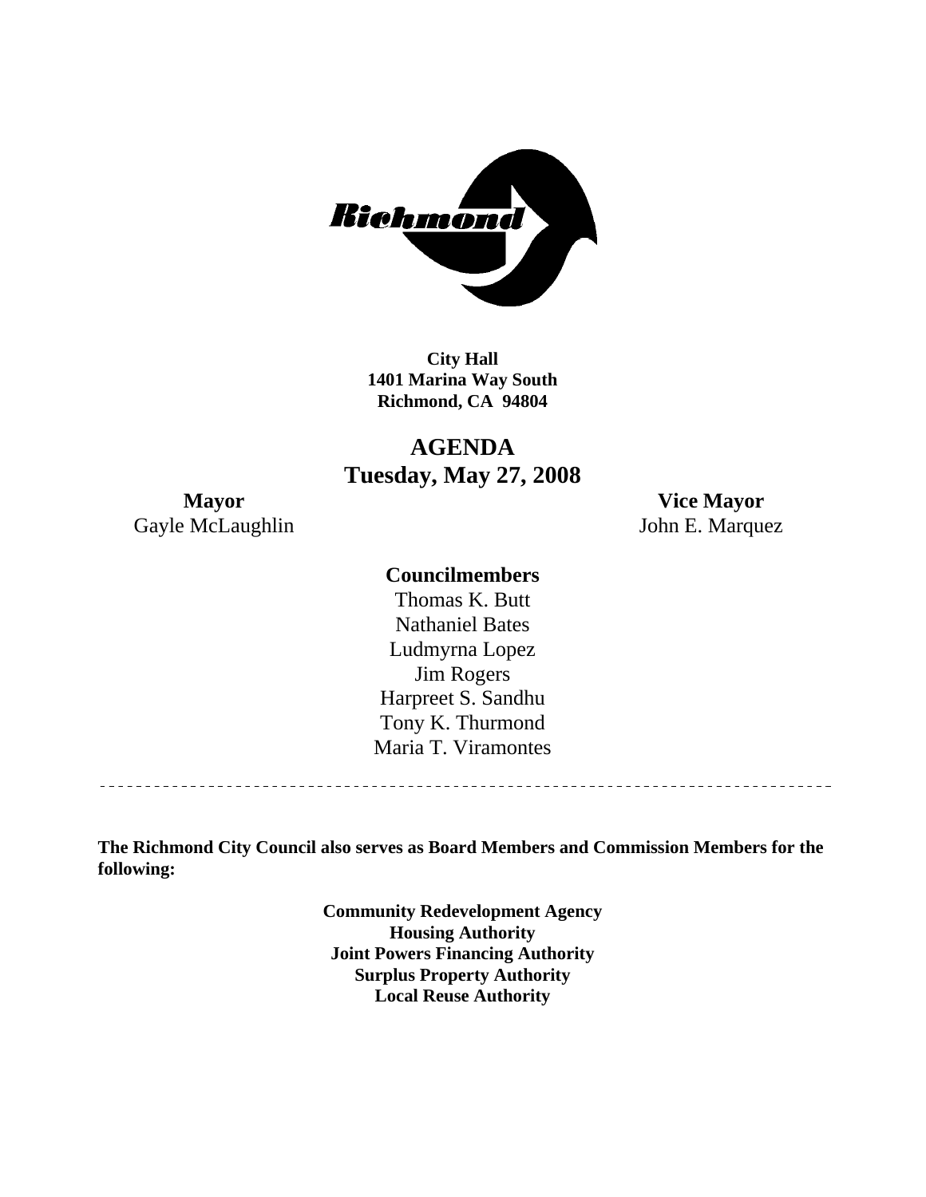**City Hall**
**1401 Marina Way South**
**Richmond, CA 94804**

# AGENDA
## Tuesday, May 27, 2008

**Mayor**
Gayle McLaughlin

**Vice Mayor**
John E. Marquez

**Councilmembers**

Thomas K. Butt
Nathaniel Bates
Ludmyrna Lopez
Jim Rogers
Harpreet S. Sandhu
Tony K. Thurmond
Maria T. Viramontes

---

**The Richmond City Council also serves as Board Members and Commission Members for the following:**

**Community Redevelopment Agency**
**Housing Authority**
**Joint Powers Financing Authority**
**Surplus Property Authority**
**Local Reuse Authority**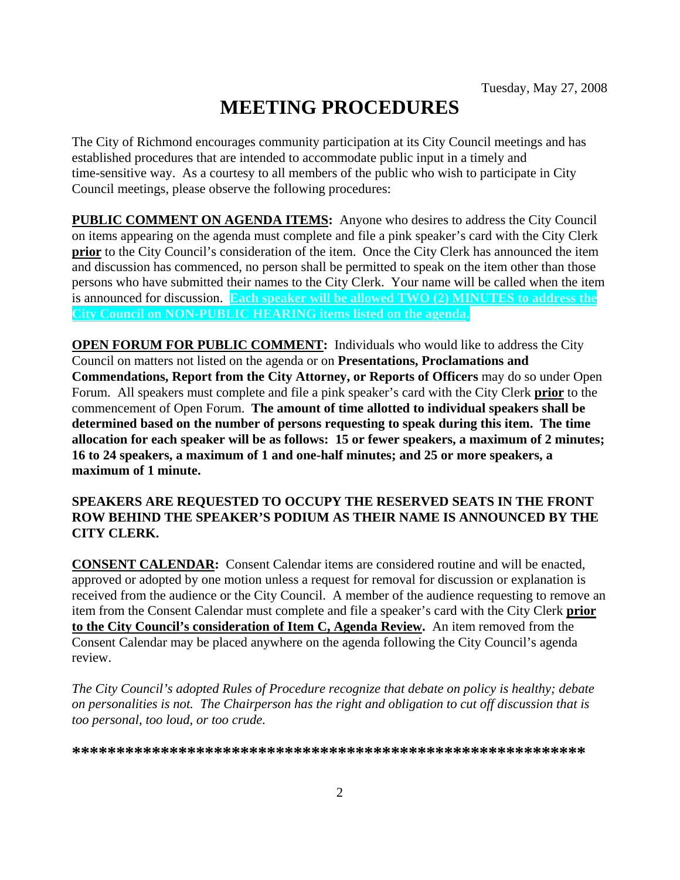Tuesday, May 27, 2008

# MEETING PROCEDURES

The City of Richmond encourages community participation at its City Council meetings and has established procedures that are intended to accommodate public input in a timely and time-sensitive way. As a courtesy to all members of the public who wish to participate in City Council meetings, please observe the following procedures:

**PUBLIC COMMENT ON AGENDA ITEMS:** Anyone who desires to address the City Council on items appearing on the agenda must complete and file a pink speaker's card with the City Clerk **prior** to the City Council's consideration of the item. Once the City Clerk has announced the item and discussion has commenced, no person shall be permitted to speak on the item other than those persons who have submitted their names to the City Clerk. Your name will be called when the item is announced for discussion. **Each speaker will be allowed TWO (2) MINUTES to address the City Council on NON-PUBLIC HEARING items listed on the agenda.**

**OPEN FORUM FOR PUBLIC COMMENT:** Individuals who would like to address the City Council on matters not listed on the agenda or on **Presentations, Proclamations and Commendations, Report from the City Attorney, or Reports of Officers** may do so under Open Forum. All speakers must complete and file a pink speaker's card with the City Clerk **prior** to the commencement of Open Forum. **The amount of time allotted to individual speakers shall be determined based on the number of persons requesting to speak during this item. The time allocation for each speaker will be as follows: 15 or fewer speakers, a maximum of 2 minutes; 16 to 24 speakers, a maximum of 1 and one-half minutes; and 25 or more speakers, a maximum of 1 minute.**

**SPEAKERS ARE REQUESTED TO OCCUPY THE RESERVED SEATS IN THE FRONT ROW BEHIND THE SPEAKER'S PODIUM AS THEIR NAME IS ANNOUNCED BY THE CITY CLERK.**

**CONSENT CALENDAR:** Consent Calendar items are considered routine and will be enacted, approved or adopted by one motion unless a request for removal for discussion or explanation is received from the audience or the City Council. A member of the audience requesting to remove an item from the Consent Calendar must complete and file a speaker's card with the City Clerk **prior to the City Council's consideration of Item C, Agenda Review.** An item removed from the Consent Calendar may be placed anywhere on the agenda following the City Council's agenda review.

*The City Council's adopted Rules of Procedure recognize that debate on policy is healthy; debate on personalities is not. The Chairperson has the right and obligation to cut off discussion that is too personal, too loud, or too crude.*

**\*\*\*\*\*\*\*\*\*\*\*\*\*\*\*\*\*\*\*\*\*\*\*\*\*\*\*\*\*\*\*\*\*\*\*\*\*\*\*\*\*\*\*\*\*\*\*\*\*\*\*\*\*\*\*\*\*\***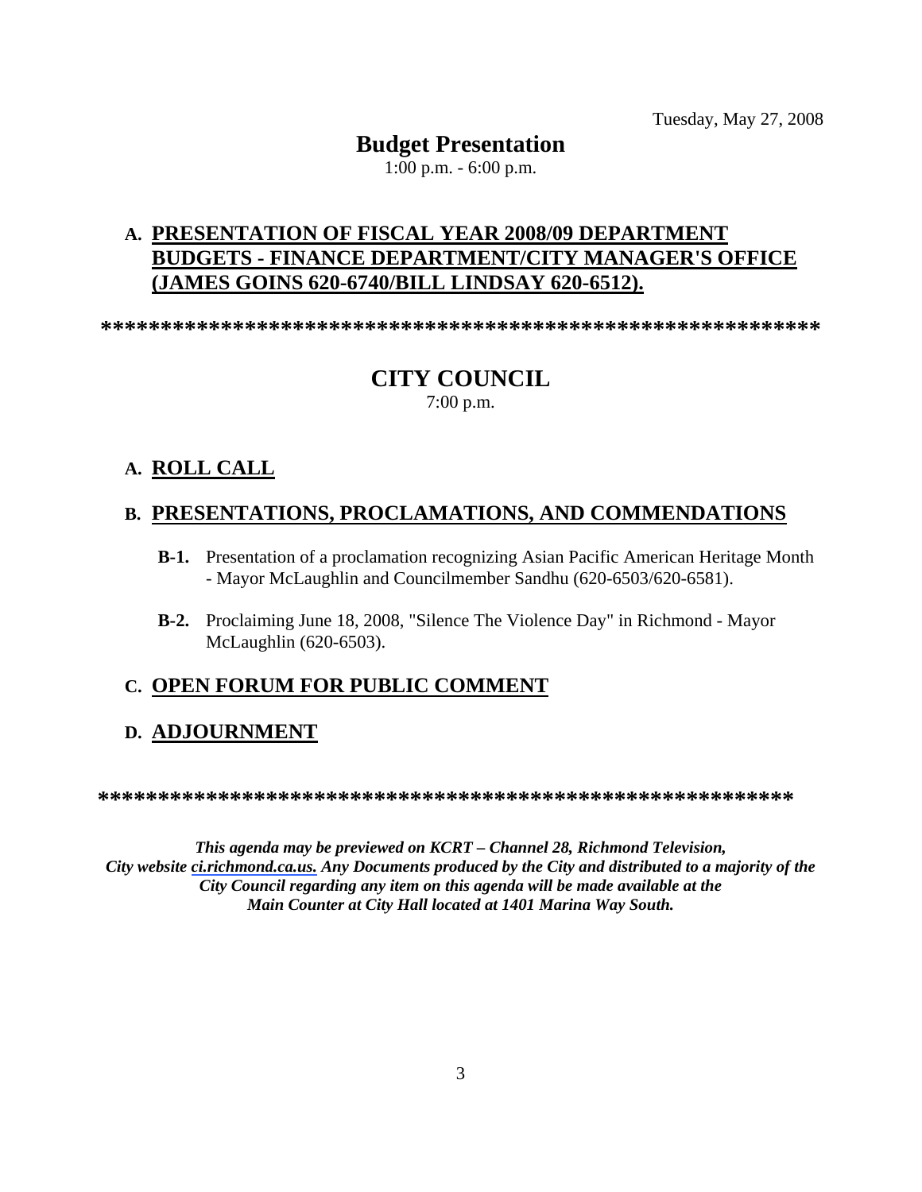Tuesday, May 27, 2008

# Budget Presentation

1:00 p.m. - 6:00 p.m.

## A. PRESENTATION OF FISCAL YEAR 2008/09 DEPARTMENT BUDGETS - FINANCE DEPARTMENT/CITY MANAGER'S OFFICE (JAMES GOINS 620-6740/BILL LINDSAY 620-6512).

************************************************************

# CITY COUNCIL

7:00 p.m.

## A. ROLL CALL

## B. PRESENTATIONS, PROCLAMATIONS, AND COMMENDATIONS

**B-1.** Presentation of a proclamation recognizing Asian Pacific American Heritage Month - Mayor McLaughlin and Councilmember Sandhu (620-6503/620-6581).

**B-2.** Proclaiming June 18, 2008, "Silence The Violence Day" in Richmond - Mayor McLaughlin (620-6503).

## C. OPEN FORUM FOR PUBLIC COMMENT

## D. ADJOURNMENT

************************************************************

***This agenda may be previewed on KCRT – Channel 28, Richmond Television, City website ci.richmond.ca.us. Any Documents produced by the City and distributed to a majority of the City Council regarding any item on this agenda will be made available at the Main Counter at City Hall located at 1401 Marina Way South.***